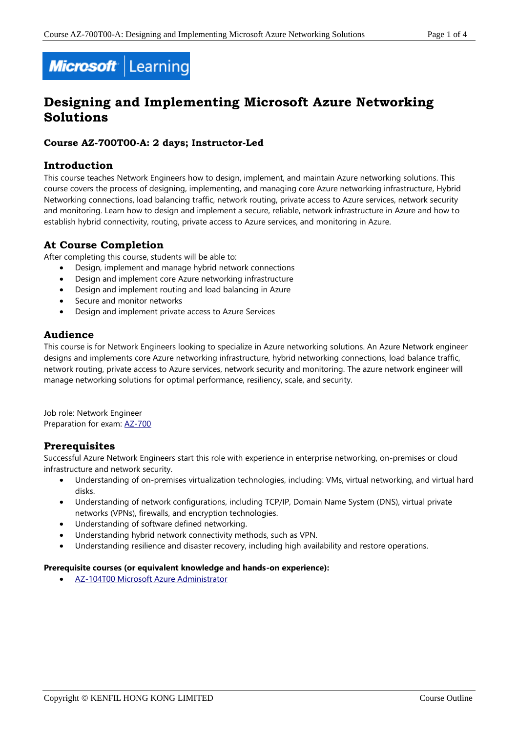# Designing and Implementing Microsoft Azure Networking Solutions

### Course AZ-700T00-A: 2 days; Instructor-Led

## Introduction

This course teaches Network Engineers how to design, implement, and maintain Azure networking solutions. This course covers the process of designing, implementing, and managing core Azure networking infrastructure, Hybrid Networking connections, load balancing traffic, network routing, private access to Azure services, network security and monitoring. Learn how to design and implement a secure, reliable, network infrastructure in Azure and how to establish hybrid connectivity, routing, private access to Azure services, and monitoring in Azure.

## At Course Completion

After completing this course, students will be able to:

- Design, implement and manage hybrid network connections
- Design and implement core Azure networking infrastructure
- Design and implement routing and load balancing in Azure
- Secure and monitor networks
- Design and implement private access to Azure Services

## Audience

This course is for Network Engineers looking to specialize in Azure networking solutions. An Azure Network engineer designs and implements core Azure networking infrastructure, hybrid networking connections, load balance traffic, network routing, private access to Azure services, network security and monitoring. The azure network engineer will manage networking solutions for optimal performance, resiliency, scale, and security.

Job role: Network Engineer
Preparation for exam: AZ-700

## Prerequisites

Successful Azure Network Engineers start this role with experience in enterprise networking, on-premises or cloud infrastructure and network security.

- Understanding of on-premises virtualization technologies, including: VMs, virtual networking, and virtual hard disks.
- Understanding of network configurations, including TCP/IP, Domain Name System (DNS), virtual private networks (VPNs), firewalls, and encryption technologies.
- Understanding of software defined networking.
- Understanding hybrid network connectivity methods, such as VPN.
- Understanding resilience and disaster recovery, including high availability and restore operations.

**Prerequisite courses (or equivalent knowledge and hands-on experience):**

- AZ-104T00 Microsoft Azure Administrator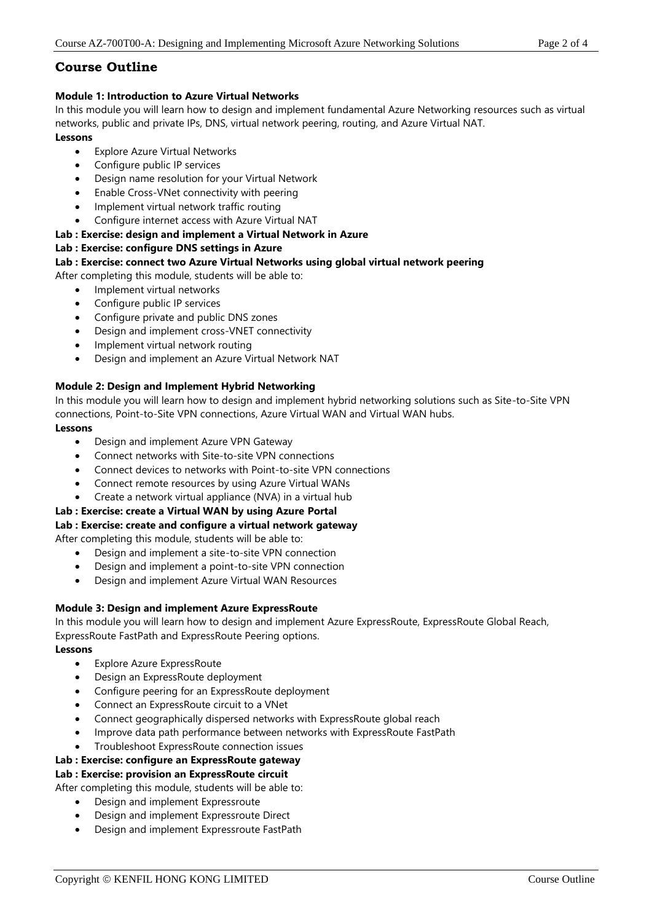## Course Outline

**Module 1: Introduction to Azure Virtual Networks**

In this module you will learn how to design and implement fundamental Azure Networking resources such as virtual networks, public and private IPs, DNS, virtual network peering, routing, and Azure Virtual NAT.

**Lessons**

- Explore Azure Virtual Networks
- Configure public IP services
- Design name resolution for your Virtual Network
- Enable Cross-VNet connectivity with peering
- Implement virtual network traffic routing
- Configure internet access with Azure Virtual NAT

**Lab : Exercise: design and implement a Virtual Network in Azure**

**Lab : Exercise: configure DNS settings in Azure**

**Lab : Exercise: connect two Azure Virtual Networks using global virtual network peering**

After completing this module, students will be able to:

- Implement virtual networks
- Configure public IP services
- Configure private and public DNS zones
- Design and implement cross-VNET connectivity
- Implement virtual network routing
- Design and implement an Azure Virtual Network NAT

**Module 2: Design and Implement Hybrid Networking**

In this module you will learn how to design and implement hybrid networking solutions such as Site-to-Site VPN connections, Point-to-Site VPN connections, Azure Virtual WAN and Virtual WAN hubs.

**Lessons**

- Design and implement Azure VPN Gateway
- Connect networks with Site-to-site VPN connections
- Connect devices to networks with Point-to-site VPN connections
- Connect remote resources by using Azure Virtual WANs
- Create a network virtual appliance (NVA) in a virtual hub

**Lab : Exercise: create a Virtual WAN by using Azure Portal**

**Lab : Exercise: create and configure a virtual network gateway**

After completing this module, students will be able to:

- Design and implement a site-to-site VPN connection
- Design and implement a point-to-site VPN connection
- Design and implement Azure Virtual WAN Resources

**Module 3: Design and implement Azure ExpressRoute**

In this module you will learn how to design and implement Azure ExpressRoute, ExpressRoute Global Reach, ExpressRoute FastPath and ExpressRoute Peering options.

**Lessons**

- Explore Azure ExpressRoute
- Design an ExpressRoute deployment
- Configure peering for an ExpressRoute deployment
- Connect an ExpressRoute circuit to a VNet
- Connect geographically dispersed networks with ExpressRoute global reach
- Improve data path performance between networks with ExpressRoute FastPath
- Troubleshoot ExpressRoute connection issues

**Lab : Exercise: configure an ExpressRoute gateway**

**Lab : Exercise: provision an ExpressRoute circuit**

After completing this module, students will be able to:

- Design and implement Expressroute
- Design and implement Expressroute Direct
- Design and implement Expressroute FastPath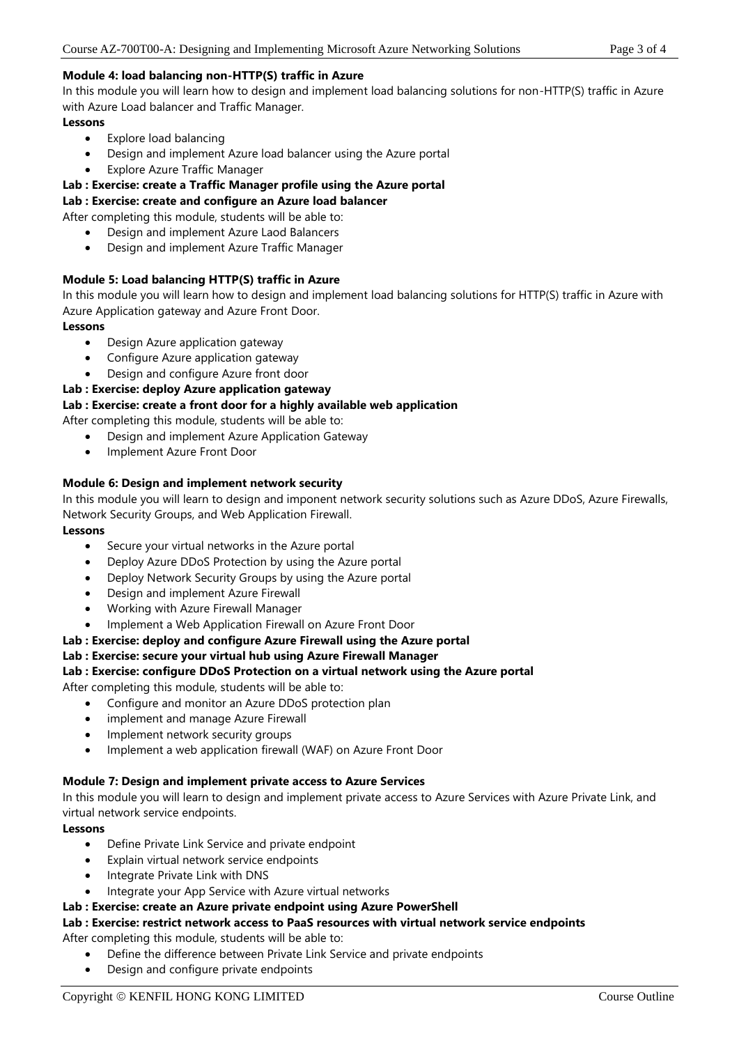**Module 4: load balancing non-HTTP(S) traffic in Azure**

In this module you will learn how to design and implement load balancing solutions for non-HTTP(S) traffic in Azure with Azure Load balancer and Traffic Manager.

**Lessons**

- Explore load balancing
- Design and implement Azure load balancer using the Azure portal
- Explore Azure Traffic Manager

**Lab : Exercise: create a Traffic Manager profile using the Azure portal**

**Lab : Exercise: create and configure an Azure load balancer**

After completing this module, students will be able to:

- Design and implement Azure Laod Balancers
- Design and implement Azure Traffic Manager

**Module 5: Load balancing HTTP(S) traffic in Azure**

In this module you will learn how to design and implement load balancing solutions for HTTP(S) traffic in Azure with Azure Application gateway and Azure Front Door.

**Lessons**

- Design Azure application gateway
- Configure Azure application gateway
- Design and configure Azure front door

**Lab : Exercise: deploy Azure application gateway**

**Lab : Exercise: create a front door for a highly available web application**

After completing this module, students will be able to:

- Design and implement Azure Application Gateway
- Implement Azure Front Door

**Module 6: Design and implement network security**

In this module you will learn to design and imponent network security solutions such as Azure DDoS, Azure Firewalls, Network Security Groups, and Web Application Firewall.

**Lessons**

- Secure your virtual networks in the Azure portal
- Deploy Azure DDoS Protection by using the Azure portal
- Deploy Network Security Groups by using the Azure portal
- Design and implement Azure Firewall
- Working with Azure Firewall Manager
- Implement a Web Application Firewall on Azure Front Door

**Lab : Exercise: deploy and configure Azure Firewall using the Azure portal**

**Lab : Exercise: secure your virtual hub using Azure Firewall Manager**

**Lab : Exercise: configure DDoS Protection on a virtual network using the Azure portal**

After completing this module, students will be able to:

- Configure and monitor an Azure DDoS protection plan
- implement and manage Azure Firewall
- Implement network security groups
- Implement a web application firewall (WAF) on Azure Front Door

**Module 7: Design and implement private access to Azure Services**

In this module you will learn to design and implement private access to Azure Services with Azure Private Link, and virtual network service endpoints.

**Lessons**

- Define Private Link Service and private endpoint
- Explain virtual network service endpoints
- Integrate Private Link with DNS
- Integrate your App Service with Azure virtual networks

**Lab : Exercise: create an Azure private endpoint using Azure PowerShell**

**Lab : Exercise: restrict network access to PaaS resources with virtual network service endpoints**

After completing this module, students will be able to:

- Define the difference between Private Link Service and private endpoints
- Design and configure private endpoints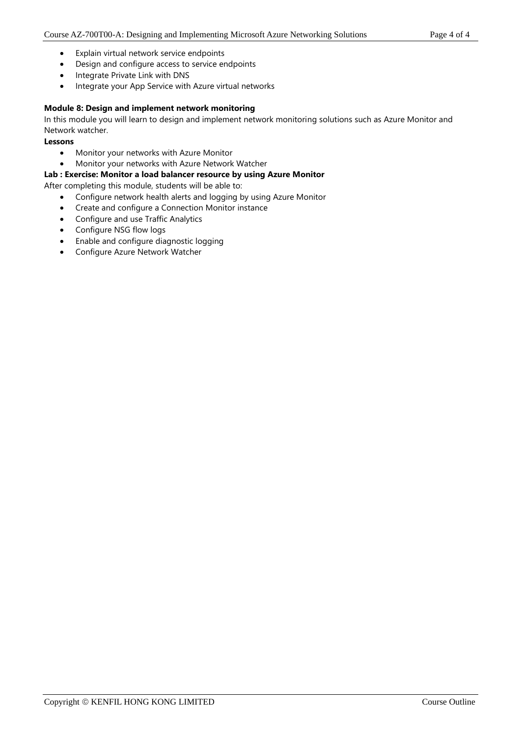- Explain virtual network service endpoints
- Design and configure access to service endpoints
- Integrate Private Link with DNS
- Integrate your App Service with Azure virtual networks

**Module 8: Design and implement network monitoring**

In this module you will learn to design and implement network monitoring solutions such as Azure Monitor and Network watcher.

**Lessons**

- Monitor your networks with Azure Monitor
- Monitor your networks with Azure Network Watcher

**Lab : Exercise: Monitor a load balancer resource by using Azure Monitor**

After completing this module, students will be able to:

- Configure network health alerts and logging by using Azure Monitor
- Create and configure a Connection Monitor instance
- Configure and use Traffic Analytics
- Configure NSG flow logs
- Enable and configure diagnostic logging
- Configure Azure Network Watcher